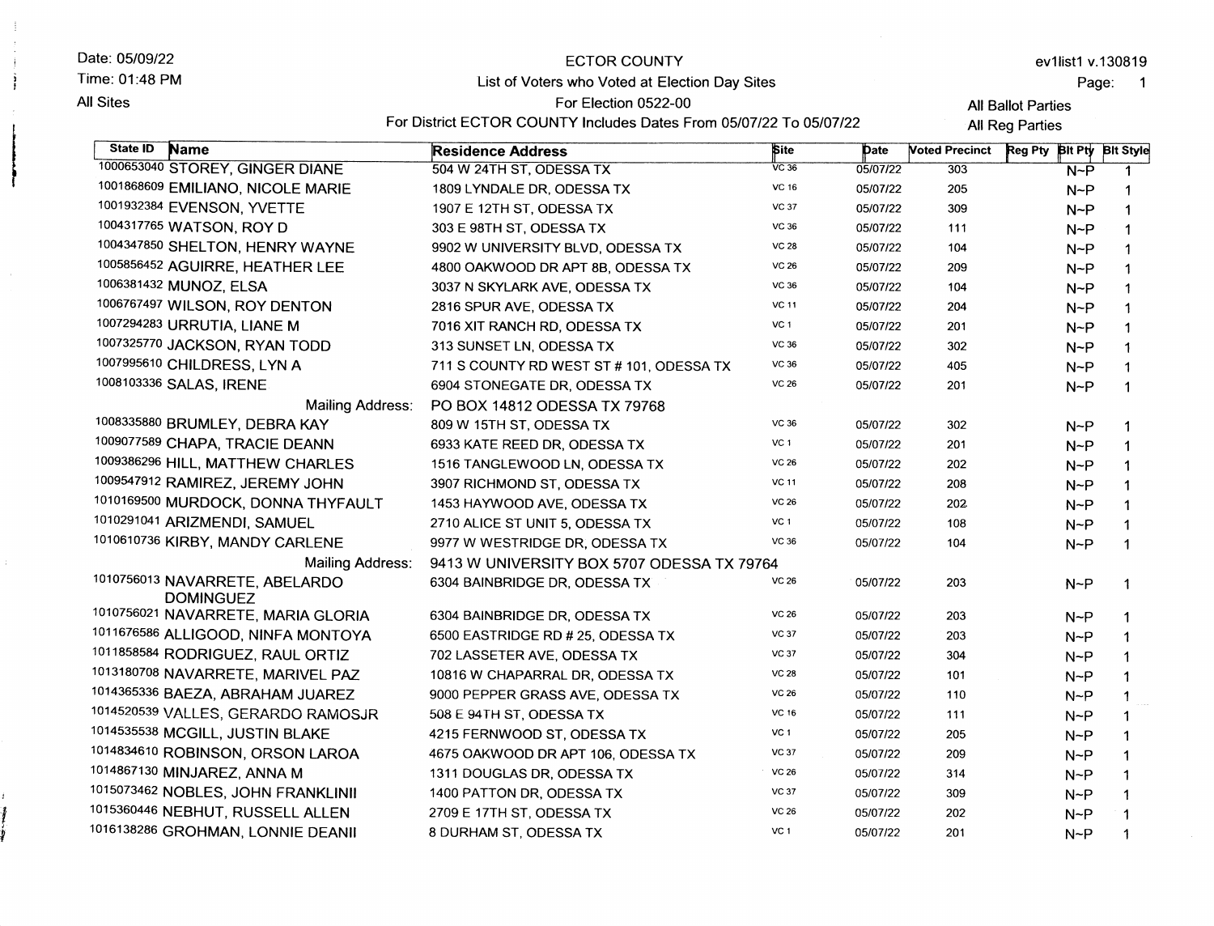Date: 05/09/22
Time: 01:48 PM
All Sites

# ECTOR COUNTY

## List of Voters who Voted at Election Day Sites

For Election 0522-00

For District ECTOR COUNTY Includes Dates From 05/07/22 To 05/07/22

ev1list1 v.130819

All Ballot Parties
All Reg Parties

| State ID | Name | Residence Address | Site | Date | Voted Precinct | Reg Pty | Blt Pty | Blt Style |
|---|---|---|---|---|---|---|---|---|
| 1000653040 | STOREY, GINGER DIANE | 504 W 24TH ST, ODESSA TX | VC 36 | 05/07/22 | 303 | | N~P | 1 |
| 1001868609 | EMILIANO, NICOLE MARIE | 1809 LYNDALE DR, ODESSA TX | VC 16 | 05/07/22 | 205 | | N~P | 1 |
| 1001932384 | EVENSON, YVETTE | 1907 E 12TH ST, ODESSA TX | VC 37 | 05/07/22 | 309 | | N~P | 1 |
| 1004317765 | WATSON, ROY D | 303 E 98TH ST, ODESSA TX | VC 36 | 05/07/22 | 111 | | N~P | 1 |
| 1004347850 | SHELTON, HENRY WAYNE | 9902 W UNIVERSITY BLVD, ODESSA TX | VC 28 | 05/07/22 | 104 | | N~P | 1 |
| 1005856452 | AGUIRRE, HEATHER LEE | 4800 OAKWOOD DR APT 8B, ODESSA TX | VC 26 | 05/07/22 | 209 | | N~P | 1 |
| 1006381432 | MUNOZ, ELSA | 3037 N SKYLARK AVE, ODESSA TX | VC 36 | 05/07/22 | 104 | | N~P | 1 |
| 1006767497 | WILSON, ROY DENTON | 2816 SPUR AVE, ODESSA TX | VC 11 | 05/07/22 | 204 | | N~P | 1 |
| 1007294283 | URRUTIA, LIANE M | 7016 XIT RANCH RD, ODESSA TX | VC 1 | 05/07/22 | 201 | | N~P | 1 |
| 1007325770 | JACKSON, RYAN TODD | 313 SUNSET LN, ODESSA TX | VC 36 | 05/07/22 | 302 | | N~P | 1 |
| 1007995610 | CHILDRESS, LYN A | 711 S COUNTY RD WEST ST # 101, ODESSA TX | VC 36 | 05/07/22 | 405 | | N~P | 1 |
| 1008103336 | SALAS, IRENE | 6904 STONEGATE DR, ODESSA TX | VC 26 | 05/07/22 | 201 | | N~P | 1 |
| | Mailing Address: | PO BOX 14812 ODESSA TX 79768 | | | | | | |
| 1008335880 | BRUMLEY, DEBRA KAY | 809 W 15TH ST, ODESSA TX | VC 36 | 05/07/22 | 302 | | N~P | 1 |
| 1009077589 | CHAPA, TRACIE DEANN | 6933 KATE REED DR, ODESSA TX | VC 1 | 05/07/22 | 201 | | N~P | 1 |
| 1009386296 | HILL, MATTHEW CHARLES | 1516 TANGLEWOOD LN, ODESSA TX | VC 26 | 05/07/22 | 202 | | N~P | 1 |
| 1009547912 | RAMIREZ, JEREMY JOHN | 3907 RICHMOND ST, ODESSA TX | VC 11 | 05/07/22 | 208 | | N~P | 1 |
| 1010169500 | MURDOCK, DONNA THYFAULT | 1453 HAYWOOD AVE, ODESSA TX | VC 26 | 05/07/22 | 202 | | N~P | 1 |
| 1010291041 | ARIZMENDI, SAMUEL | 2710 ALICE ST UNIT 5, ODESSA TX | VC 1 | 05/07/22 | 108 | | N~P | 1 |
| 1010610736 | KIRBY, MANDY CARLENE | 9977 W WESTRIDGE DR, ODESSA TX | VC 36 | 05/07/22 | 104 | | N~P | 1 |
| | Mailing Address: | 9413 W UNIVERSITY BOX 5707 ODESSA TX 79764 | | | | | | |
| 1010756013 | NAVARRETE, ABELARDO DOMINGUEZ | 6304 BAINBRIDGE DR, ODESSA TX | VC 26 | 05/07/22 | 203 | | N~P | 1 |
| 1010756021 | NAVARRETE, MARIA GLORIA | 6304 BAINBRIDGE DR, ODESSA TX | VC 26 | 05/07/22 | 203 | | N~P | 1 |
| 1011676586 | ALLIGOOD, NINFA MONTOYA | 6500 EASTRIDGE RD # 25, ODESSA TX | VC 37 | 05/07/22 | 203 | | N~P | 1 |
| 1011858584 | RODRIGUEZ, RAUL ORTIZ | 702 LASSETER AVE, ODESSA TX | VC 37 | 05/07/22 | 304 | | N~P | 1 |
| 1013180708 | NAVARRETE, MARIVEL PAZ | 10816 W CHAPARRAL DR, ODESSA TX | VC 28 | 05/07/22 | 101 | | N~P | 1 |
| 1014365336 | BAEZA, ABRAHAM JUAREZ | 9000 PEPPER GRASS AVE, ODESSA TX | VC 26 | 05/07/22 | 110 | | N~P | 1 |
| 1014520539 | VALLES, GERARDO RAMOSJR | 508 E 94TH ST, ODESSA TX | VC 16 | 05/07/22 | 111 | | N~P | 1 |
| 1014535538 | MCGILL, JUSTIN BLAKE | 4215 FERNWOOD ST, ODESSA TX | VC 1 | 05/07/22 | 205 | | N~P | 1 |
| 1014834610 | ROBINSON, ORSON LAROA | 4675 OAKWOOD DR APT 106, ODESSA TX | VC 37 | 05/07/22 | 209 | | N~P | 1 |
| 1014867130 | MINJAREZ, ANNA M | 1311 DOUGLAS DR, ODESSA TX | VC 26 | 05/07/22 | 314 | | N~P | 1 |
| 1015073462 | NOBLES, JOHN FRANKLINII | 1400 PATTON DR, ODESSA TX | VC 37 | 05/07/22 | 309 | | N~P | 1 |
| 1015360446 | NEBHUT, RUSSELL ALLEN | 2709 E 17TH ST, ODESSA TX | VC 26 | 05/07/22 | 202 | | N~P | 1 |
| 1016138286 | GROHMAN, LONNIE DEANII | 8 DURHAM ST, ODESSA TX | VC 1 | 05/07/22 | 201 | | N~P | 1 |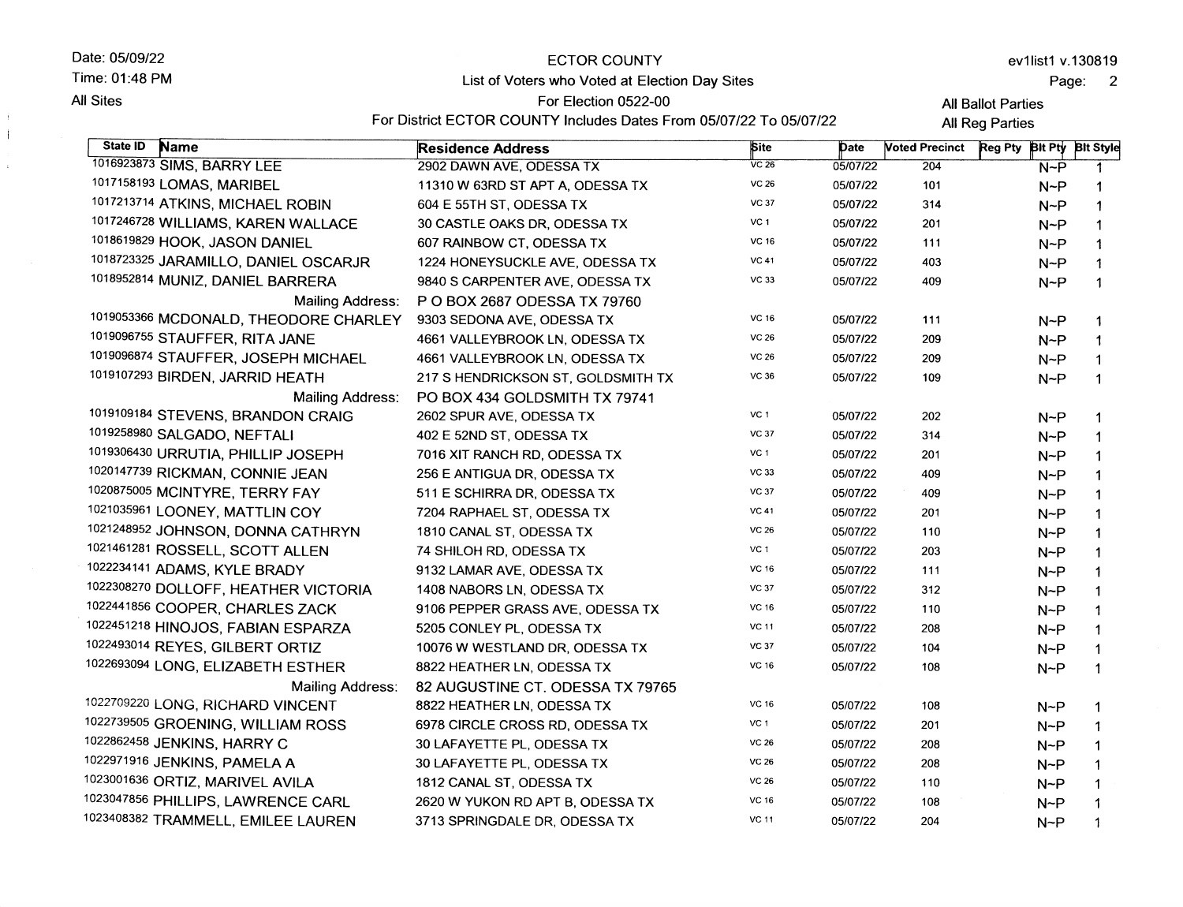Date: 05/09/22
Time: 01:48 PM
All Sites

ECTOR COUNTY
List of Voters who Voted at Election Day Sites
For Election 0522-00
For District ECTOR COUNTY Includes Dates From 05/07/22 To 05/07/22

ev1list1 v.130819
All Ballot Parties
All Reg Parties

| State ID | Name | Residence Address | Site | Date | Voted Precinct | Reg Pty | Blt Pty | Blt Style |
|---|---|---|---|---|---|---|---|---|
| 1016923873 | SIMS, BARRY LEE | 2902 DAWN AVE, ODESSA TX | VC 26 | 05/07/22 | 204 | | N~P | 1 |
| 1017158193 | LOMAS, MARIBEL | 11310 W 63RD ST APT A, ODESSA TX | VC 26 | 05/07/22 | 101 | | N~P | 1 |
| 1017213714 | ATKINS, MICHAEL ROBIN | 604 E 55TH ST, ODESSA TX | VC 37 | 05/07/22 | 314 | | N~P | 1 |
| 1017246728 | WILLIAMS, KAREN WALLACE | 30 CASTLE OAKS DR, ODESSA TX | VC 1 | 05/07/22 | 201 | | N~P | 1 |
| 1018619829 | HOOK, JASON DANIEL | 607 RAINBOW CT, ODESSA TX | VC 16 | 05/07/22 | 111 | | N~P | 1 |
| 1018723325 | JARAMILLO, DANIEL OSCARJR | 1224 HONEYSUCKLE AVE, ODESSA TX | VC 41 | 05/07/22 | 403 | | N~P | 1 |
| 1018952814 | MUNIZ, DANIEL BARRERA | 9840 S CARPENTER AVE, ODESSA TX | VC 33 | 05/07/22 | 409 | | N~P | 1 |
| | Mailing Address: | P O BOX 2687 ODESSA TX 79760 | | | | | | |
| 1019053366 | MCDONALD, THEODORE CHARLEY | 9303 SEDONA AVE, ODESSA TX | VC 16 | 05/07/22 | 111 | | N~P | 1 |
| 1019096755 | STAUFFER, RITA JANE | 4661 VALLEYBROOK LN, ODESSA TX | VC 26 | 05/07/22 | 209 | | N~P | 1 |
| 1019096874 | STAUFFER, JOSEPH MICHAEL | 4661 VALLEYBROOK LN, ODESSA TX | VC 26 | 05/07/22 | 209 | | N~P | 1 |
| 1019107293 | BIRDEN, JARRID HEATH | 217 S HENDRICKSON ST, GOLDSMITH TX | VC 36 | 05/07/22 | 109 | | N~P | 1 |
| | Mailing Address: | PO BOX 434 GOLDSMITH TX 79741 | | | | | | |
| 1019109184 | STEVENS, BRANDON CRAIG | 2602 SPUR AVE, ODESSA TX | VC 1 | 05/07/22 | 202 | | N~P | 1 |
| 1019258980 | SALGADO, NEFTALI | 402 E 52ND ST, ODESSA TX | VC 37 | 05/07/22 | 314 | | N~P | 1 |
| 1019306430 | URRUTIA, PHILLIP JOSEPH | 7016 XIT RANCH RD, ODESSA TX | VC 1 | 05/07/22 | 201 | | N~P | 1 |
| 1020147739 | RICKMAN, CONNIE JEAN | 256 E ANTIGUA DR, ODESSA TX | VC 33 | 05/07/22 | 409 | | N~P | 1 |
| 1020875005 | MCINTYRE, TERRY FAY | 511 E SCHIRRA DR, ODESSA TX | VC 37 | 05/07/22 | 409 | | N~P | 1 |
| 1021035961 | LOONEY, MATTLIN COY | 7204 RAPHAEL ST, ODESSA TX | VC 41 | 05/07/22 | 201 | | N~P | 1 |
| 1021248952 | JOHNSON, DONNA CATHRYN | 1810 CANAL ST, ODESSA TX | VC 26 | 05/07/22 | 110 | | N~P | 1 |
| 1021461281 | ROSSELL, SCOTT ALLEN | 74 SHILOH RD, ODESSA TX | VC 1 | 05/07/22 | 203 | | N~P | 1 |
| 1022234141 | ADAMS, KYLE BRADY | 9132 LAMAR AVE, ODESSA TX | VC 16 | 05/07/22 | 111 | | N~P | 1 |
| 1022308270 | DOLLOFF, HEATHER VICTORIA | 1408 NABORS LN, ODESSA TX | VC 37 | 05/07/22 | 312 | | N~P | 1 |
| 1022441856 | COOPER, CHARLES ZACK | 9106 PEPPER GRASS AVE, ODESSA TX | VC 16 | 05/07/22 | 110 | | N~P | 1 |
| 1022451218 | HINOJOS, FABIAN ESPARZA | 5205 CONLEY PL, ODESSA TX | VC 11 | 05/07/22 | 208 | | N~P | 1 |
| 1022493014 | REYES, GILBERT ORTIZ | 10076 W WESTLAND DR, ODESSA TX | VC 37 | 05/07/22 | 104 | | N~P | 1 |
| 1022693094 | LONG, ELIZABETH ESTHER | 8822 HEATHER LN, ODESSA TX | VC 16 | 05/07/22 | 108 | | N~P | 1 |
| | Mailing Address: | 82 AUGUSTINE CT. ODESSA TX 79765 | | | | | | |
| 1022709220 | LONG, RICHARD VINCENT | 8822 HEATHER LN, ODESSA TX | VC 16 | 05/07/22 | 108 | | N~P | 1 |
| 1022739505 | GROENING, WILLIAM ROSS | 6978 CIRCLE CROSS RD, ODESSA TX | VC 1 | 05/07/22 | 201 | | N~P | 1 |
| 1022862458 | JENKINS, HARRY C | 30 LAFAYETTE PL, ODESSA TX | VC 26 | 05/07/22 | 208 | | N~P | 1 |
| 1022971916 | JENKINS, PAMELA A | 30 LAFAYETTE PL, ODESSA TX | VC 26 | 05/07/22 | 208 | | N~P | 1 |
| 1023001636 | ORTIZ, MARIVEL AVILA | 1812 CANAL ST, ODESSA TX | VC 26 | 05/07/22 | 110 | | N~P | 1 |
| 1023047856 | PHILLIPS, LAWRENCE CARL | 2620 W YUKON RD APT B, ODESSA TX | VC 16 | 05/07/22 | 108 | | N~P | 1 |
| 1023408382 | TRAMMELL, EMILEE LAUREN | 3713 SPRINGDALE DR, ODESSA TX | VC 11 | 05/07/22 | 204 | | N~P | 1 |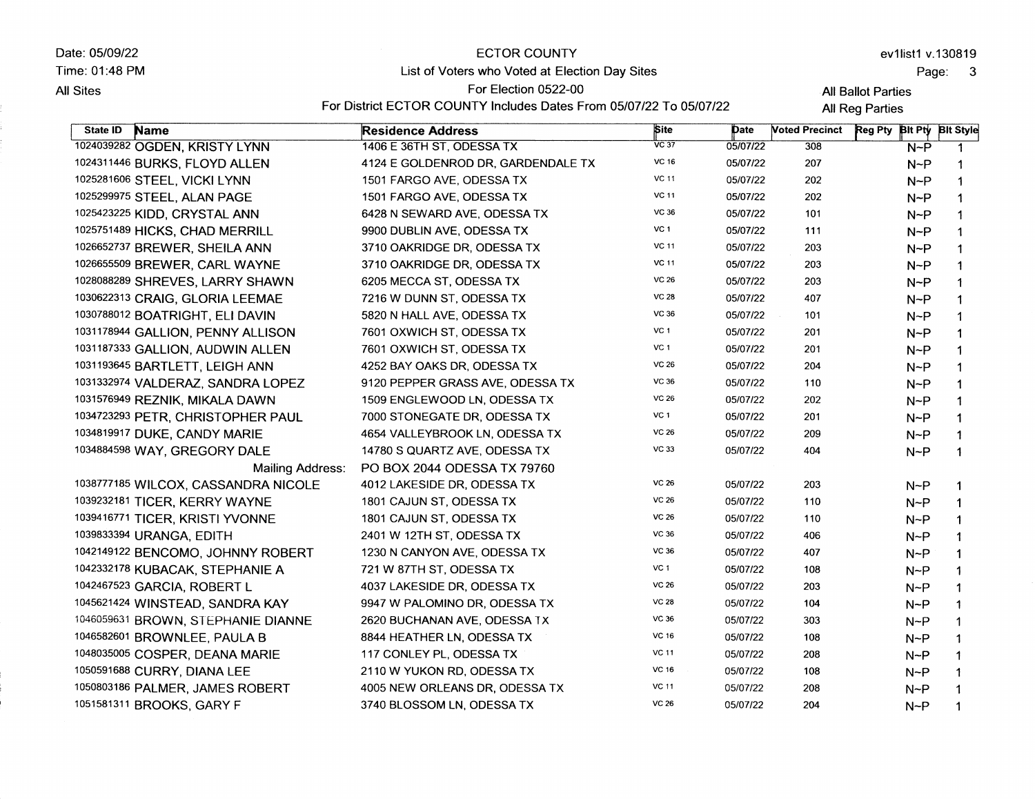Date: 05/09/22
Time: 01:48 PM
All Sites

ECTOR COUNTY
List of Voters who Voted at Election Day Sites
For Election 0522-00
For District ECTOR COUNTY Includes Dates From 05/07/22 To 05/07/22

ev1list1 v.130819
All Ballot Parties
All Reg Parties

| State ID | Name | Residence Address | Site | Date | Voted Precinct | Reg Pty | Blt Pty | Blt Style |
|---|---|---|---|---|---|---|---|---|
| 1024039282 | OGDEN, KRISTY LYNN | 1406 E 36TH ST, ODESSA TX | VC 37 | 05/07/22 | 308 | | N~P | 1 |
| 1024311446 | BURKS, FLOYD ALLEN | 4124 E GOLDENROD DR, GARDENDALE TX | VC 16 | 05/07/22 | 207 | | N~P | 1 |
| 1025281606 | STEEL, VICKI LYNN | 1501 FARGO AVE, ODESSA TX | VC 11 | 05/07/22 | 202 | | N~P | 1 |
| 1025299975 | STEEL, ALAN PAGE | 1501 FARGO AVE, ODESSA TX | VC 11 | 05/07/22 | 202 | | N~P | 1 |
| 1025423225 | KIDD, CRYSTAL ANN | 6428 N SEWARD AVE, ODESSA TX | VC 36 | 05/07/22 | 101 | | N~P | 1 |
| 1025751489 | HICKS, CHAD MERRILL | 9900 DUBLIN AVE, ODESSA TX | VC 1 | 05/07/22 | 111 | | N~P | 1 |
| 1026652737 | BREWER, SHEILA ANN | 3710 OAKRIDGE DR, ODESSA TX | VC 11 | 05/07/22 | 203 | | N~P | 1 |
| 1026655509 | BREWER, CARL WAYNE | 3710 OAKRIDGE DR, ODESSA TX | VC 11 | 05/07/22 | 203 | | N~P | 1 |
| 1028088289 | SHREVES, LARRY SHAWN | 6205 MECCA ST, ODESSA TX | VC 26 | 05/07/22 | 203 | | N~P | 1 |
| 1030622313 | CRAIG, GLORIA LEEMAE | 7216 W DUNN ST, ODESSA TX | VC 28 | 05/07/22 | 407 | | N~P | 1 |
| 1030788012 | BOATRIGHT, ELI DAVIN | 5820 N HALL AVE, ODESSA TX | VC 36 | 05/07/22 | 101 | | N~P | 1 |
| 1031178944 | GALLION, PENNY ALLISON | 7601 OXWICH ST, ODESSA TX | VC 1 | 05/07/22 | 201 | | N~P | 1 |
| 1031187333 | GALLION, AUDWIN ALLEN | 7601 OXWICH ST, ODESSA TX | VC 1 | 05/07/22 | 201 | | N~P | 1 |
| 1031193645 | BARTLETT, LEIGH ANN | 4252 BAY OAKS DR, ODESSA TX | VC 26 | 05/07/22 | 204 | | N~P | 1 |
| 1031332974 | VALDERAZ, SANDRA LOPEZ | 9120 PEPPER GRASS AVE, ODESSA TX | VC 36 | 05/07/22 | 110 | | N~P | 1 |
| 1031576949 | REZNIK, MIKALA DAWN | 1509 ENGLEWOOD LN, ODESSA TX | VC 26 | 05/07/22 | 202 | | N~P | 1 |
| 1034723293 | PETR, CHRISTOPHER PAUL | 7000 STONEGATE DR, ODESSA TX | VC 1 | 05/07/22 | 201 | | N~P | 1 |
| 1034819917 | DUKE, CANDY MARIE | 4654 VALLEYBROOK LN, ODESSA TX | VC 26 | 05/07/22 | 209 | | N~P | 1 |
| 1034884598 | WAY, GREGORY DALE | 14780 S QUARTZ AVE, ODESSA TX | VC 33 | 05/07/22 | 404 | | N~P | 1 |
| | Mailing Address: | PO BOX 2044 ODESSA TX 79760 | | | | | | |
| 1038777185 | WILCOX, CASSANDRA NICOLE | 4012 LAKESIDE DR, ODESSA TX | VC 26 | 05/07/22 | 203 | | N~P | 1 |
| 1039232181 | TICER, KERRY WAYNE | 1801 CAJUN ST, ODESSA TX | VC 26 | 05/07/22 | 110 | | N~P | 1 |
| 1039416771 | TICER, KRISTI YVONNE | 1801 CAJUN ST, ODESSA TX | VC 26 | 05/07/22 | 110 | | N~P | 1 |
| 1039833394 | URANGA, EDITH | 2401 W 12TH ST, ODESSA TX | VC 36 | 05/07/22 | 406 | | N~P | 1 |
| 1042149122 | BENCOMO, JOHNNY ROBERT | 1230 N CANYON AVE, ODESSA TX | VC 36 | 05/07/22 | 407 | | N~P | 1 |
| 1042332178 | KUBACAK, STEPHANIE A | 721 W 87TH ST, ODESSA TX | VC 1 | 05/07/22 | 108 | | N~P | 1 |
| 1042467523 | GARCIA, ROBERT L | 4037 LAKESIDE DR, ODESSA TX | VC 26 | 05/07/22 | 203 | | N~P | 1 |
| 1045621424 | WINSTEAD, SANDRA KAY | 9947 W PALOMINO DR, ODESSA TX | VC 28 | 05/07/22 | 104 | | N~P | 1 |
| 1046059631 | BROWN, STEPHANIE DIANNE | 2620 BUCHANAN AVE, ODESSA TX | VC 36 | 05/07/22 | 303 | | N~P | 1 |
| 1046582601 | BROWNLEE, PAULA B | 8844 HEATHER LN, ODESSA TX | VC 16 | 05/07/22 | 108 | | N~P | 1 |
| 1048035005 | COSPER, DEANA MARIE | 117 CONLEY PL, ODESSA TX | VC 11 | 05/07/22 | 208 | | N~P | 1 |
| 1050591688 | CURRY, DIANA LEE | 2110 W YUKON RD, ODESSA TX | VC 16 | 05/07/22 | 108 | | N~P | 1 |
| 1050803186 | PALMER, JAMES ROBERT | 4005 NEW ORLEANS DR, ODESSA TX | VC 11 | 05/07/22 | 208 | | N~P | 1 |
| 1051581311 | BROOKS, GARY F | 3740 BLOSSOM LN, ODESSA TX | VC 26 | 05/07/22 | 204 | | N~P | 1 |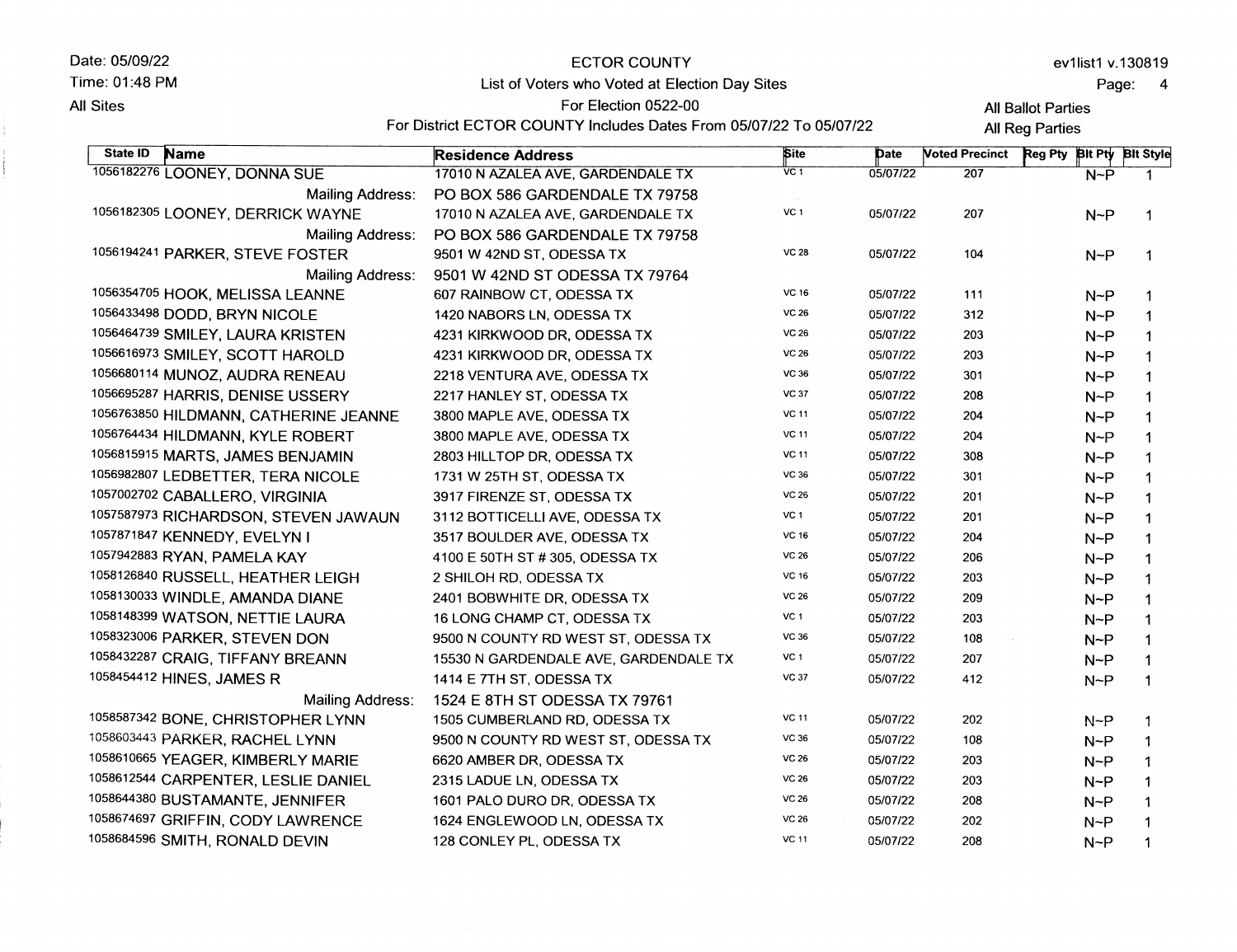Date: 05/09/22
Time: 01:48 PM
All Sites

ECTOR COUNTY
List of Voters who Voted at Election Day Sites
For Election 0522-00
For District ECTOR COUNTY Includes Dates From 05/07/22 To 05/07/22

ev1list1 v.130819
All Ballot Parties
All Reg Parties

| State ID | Name | Residence Address | Site | Date | Voted Precinct | Reg Pty | Blt Pty | Blt Style |
|---|---|---|---|---|---|---|---|---|
| 1056182276 | LOONEY, DONNA SUE | 17010 N AZALEA AVE, GARDENDALE TX | VC 1 | 05/07/22 | 207 | | N~P | 1 |
| | Mailing Address: | PO BOX 586 GARDENDALE TX 79758 | | | | | | |
| 1056182305 | LOONEY, DERRICK WAYNE | 17010 N AZALEA AVE, GARDENDALE TX | VC 1 | 05/07/22 | 207 | | N~P | 1 |
| | Mailing Address: | PO BOX 586 GARDENDALE TX 79758 | | | | | | |
| 1056194241 | PARKER, STEVE FOSTER | 9501 W 42ND ST, ODESSA TX | VC 28 | 05/07/22 | 104 | | N~P | 1 |
| | Mailing Address: | 9501 W 42ND ST ODESSA TX 79764 | | | | | | |
| 1056354705 | HOOK, MELISSA LEANNE | 607 RAINBOW CT, ODESSA TX | VC 16 | 05/07/22 | 111 | | N~P | 1 |
| 1056433498 | DODD, BRYN NICOLE | 1420 NABORS LN, ODESSA TX | VC 26 | 05/07/22 | 312 | | N~P | 1 |
| 1056464739 | SMILEY, LAURA KRISTEN | 4231 KIRKWOOD DR, ODESSA TX | VC 26 | 05/07/22 | 203 | | N~P | 1 |
| 1056616973 | SMILEY, SCOTT HAROLD | 4231 KIRKWOOD DR, ODESSA TX | VC 26 | 05/07/22 | 203 | | N~P | 1 |
| 1056680114 | MUNOZ, AUDRA RENEAU | 2218 VENTURA AVE, ODESSA TX | VC 36 | 05/07/22 | 301 | | N~P | 1 |
| 1056695287 | HARRIS, DENISE USSERY | 2217 HANLEY ST, ODESSA TX | VC 37 | 05/07/22 | 208 | | N~P | 1 |
| 1056763850 | HILDMANN, CATHERINE JEANNE | 3800 MAPLE AVE, ODESSA TX | VC 11 | 05/07/22 | 204 | | N~P | 1 |
| 1056764434 | HILDMANN, KYLE ROBERT | 3800 MAPLE AVE, ODESSA TX | VC 11 | 05/07/22 | 204 | | N~P | 1 |
| 1056815915 | MARTS, JAMES BENJAMIN | 2803 HILLTOP DR, ODESSA TX | VC 11 | 05/07/22 | 308 | | N~P | 1 |
| 1056982807 | LEDBETTER, TERA NICOLE | 1731 W 25TH ST, ODESSA TX | VC 36 | 05/07/22 | 301 | | N~P | 1 |
| 1057002702 | CABALLERO, VIRGINIA | 3917 FIRENZE ST, ODESSA TX | VC 26 | 05/07/22 | 201 | | N~P | 1 |
| 1057587973 | RICHARDSON, STEVEN JAWAUN | 3112 BOTTICELLI AVE, ODESSA TX | VC 1 | 05/07/22 | 201 | | N~P | 1 |
| 1057871847 | KENNEDY, EVELYN I | 3517 BOULDER AVE, ODESSA TX | VC 16 | 05/07/22 | 204 | | N~P | 1 |
| 1057942883 | RYAN, PAMELA KAY | 4100 E 50TH ST # 305, ODESSA TX | VC 26 | 05/07/22 | 206 | | N~P | 1 |
| 1058126840 | RUSSELL, HEATHER LEIGH | 2 SHILOH RD, ODESSA TX | VC 16 | 05/07/22 | 203 | | N~P | 1 |
| 1058130033 | WINDLE, AMANDA DIANE | 2401 BOBWHITE DR, ODESSA TX | VC 26 | 05/07/22 | 209 | | N~P | 1 |
| 1058148399 | WATSON, NETTIE LAURA | 16 LONG CHAMP CT, ODESSA TX | VC 1 | 05/07/22 | 203 | | N~P | 1 |
| 1058323006 | PARKER, STEVEN DON | 9500 N COUNTY RD WEST ST, ODESSA TX | VC 36 | 05/07/22 | 108 | | N~P | 1 |
| 1058432287 | CRAIG, TIFFANY BREANN | 15530 N GARDENDALE AVE, GARDENDALE TX | VC 1 | 05/07/22 | 207 | | N~P | 1 |
| 1058454412 | HINES, JAMES R | 1414 E 7TH ST, ODESSA TX | VC 37 | 05/07/22 | 412 | | N~P | 1 |
| | Mailing Address: | 1524 E 8TH ST ODESSA TX 79761 | | | | | | |
| 1058587342 | BONE, CHRISTOPHER LYNN | 1505 CUMBERLAND RD, ODESSA TX | VC 11 | 05/07/22 | 202 | | N~P | 1 |
| 1058603443 | PARKER, RACHEL LYNN | 9500 N COUNTY RD WEST ST, ODESSA TX | VC 36 | 05/07/22 | 108 | | N~P | 1 |
| 1058610665 | YEAGER, KIMBERLY MARIE | 6620 AMBER DR, ODESSA TX | VC 26 | 05/07/22 | 203 | | N~P | 1 |
| 1058612544 | CARPENTER, LESLIE DANIEL | 2315 LADUE LN, ODESSA TX | VC 26 | 05/07/22 | 203 | | N~P | 1 |
| 1058644380 | BUSTAMANTE, JENNIFER | 1601 PALO DURO DR, ODESSA TX | VC 26 | 05/07/22 | 208 | | N~P | 1 |
| 1058674697 | GRIFFIN, CODY LAWRENCE | 1624 ENGLEWOOD LN, ODESSA TX | VC 26 | 05/07/22 | 202 | | N~P | 1 |
| 1058684596 | SMITH, RONALD DEVIN | 128 CONLEY PL, ODESSA TX | VC 11 | 05/07/22 | 208 | | N~P | 1 |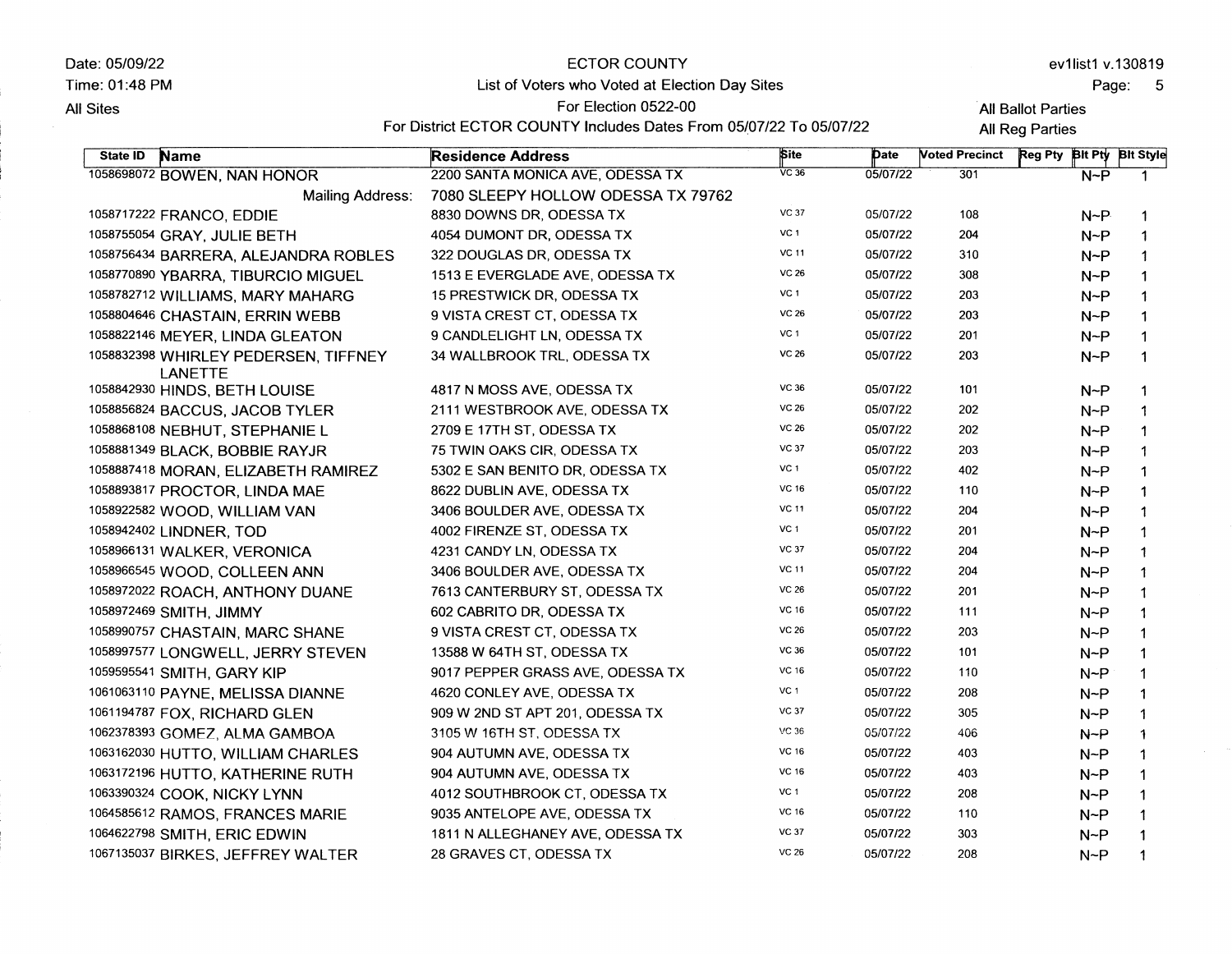Date: 05/09/22
Time: 01:48 PM
All Sites

# ECTOR COUNTY
## List of Voters who Voted at Election Day Sites
### For Election 0522-00
### For District ECTOR COUNTY Includes Dates From 05/07/22 To 05/07/22

ev1list1 v.130819

All Ballot Parties
All Reg Parties

| State ID | Name | Residence Address | Site | Date | Voted Precinct | Reg Pty | Blt Pty | Blt Style |
|---|---|---|---|---|---|---|---|---|
| 1058698072 | BOWEN, NAN HONOR | 2200 SANTA MONICA AVE, ODESSA TX | VC 36 | 05/07/22 | 301 | | N~P | 1 |
| | Mailing Address: | 7080 SLEEPY HOLLOW ODESSA TX 79762 | | | | | | |
| 1058717222 | FRANCO, EDDIE | 8830 DOWNS DR, ODESSA TX | VC 37 | 05/07/22 | 108 | | N~P | 1 |
| 1058755054 | GRAY, JULIE BETH | 4054 DUMONT DR, ODESSA TX | VC 1 | 05/07/22 | 204 | | N~P | 1 |
| 1058756434 | BARRERA, ALEJANDRA ROBLES | 322 DOUGLAS DR, ODESSA TX | VC 11 | 05/07/22 | 310 | | N~P | 1 |
| 1058770890 | YBARRA, TIBURCIO MIGUEL | 1513 E EVERGLADE AVE, ODESSA TX | VC 26 | 05/07/22 | 308 | | N~P | 1 |
| 1058782712 | WILLIAMS, MARY MAHARG | 15 PRESTWICK DR, ODESSA TX | VC 1 | 05/07/22 | 203 | | N~P | 1 |
| 1058804646 | CHASTAIN, ERRIN WEBB | 9 VISTA CREST CT, ODESSA TX | VC 26 | 05/07/22 | 203 | | N~P | 1 |
| 1058822146 | MEYER, LINDA GLEATON | 9 CANDLELIGHT LN, ODESSA TX | VC 1 | 05/07/22 | 201 | | N~P | 1 |
| 1058832398 | WHIRLEY PEDERSEN, TIFFNEY LANETTE | 34 WALLBROOK TRL, ODESSA TX | VC 26 | 05/07/22 | 203 | | N~P | 1 |
| 1058842930 | HINDS, BETH LOUISE | 4817 N MOSS AVE, ODESSA TX | VC 36 | 05/07/22 | 101 | | N~P | 1 |
| 1058856824 | BACCUS, JACOB TYLER | 2111 WESTBROOK AVE, ODESSA TX | VC 26 | 05/07/22 | 202 | | N~P | 1 |
| 1058868108 | NEBHUT, STEPHANIE L | 2709 E 17TH ST, ODESSA TX | VC 26 | 05/07/22 | 202 | | N~P | 1 |
| 1058881349 | BLACK, BOBBIE RAYJR | 75 TWIN OAKS CIR, ODESSA TX | VC 37 | 05/07/22 | 203 | | N~P | 1 |
| 1058887418 | MORAN, ELIZABETH RAMIREZ | 5302 E SAN BENITO DR, ODESSA TX | VC 1 | 05/07/22 | 402 | | N~P | 1 |
| 1058893817 | PROCTOR, LINDA MAE | 8622 DUBLIN AVE, ODESSA TX | VC 16 | 05/07/22 | 110 | | N~P | 1 |
| 1058922582 | WOOD, WILLIAM VAN | 3406 BOULDER AVE, ODESSA TX | VC 11 | 05/07/22 | 204 | | N~P | 1 |
| 1058942402 | LINDNER, TOD | 4002 FIRENZE ST, ODESSA TX | VC 1 | 05/07/22 | 201 | | N~P | 1 |
| 1058966131 | WALKER, VERONICA | 4231 CANDY LN, ODESSA TX | VC 37 | 05/07/22 | 204 | | N~P | 1 |
| 1058966545 | WOOD, COLLEEN ANN | 3406 BOULDER AVE, ODESSA TX | VC 11 | 05/07/22 | 204 | | N~P | 1 |
| 1058972022 | ROACH, ANTHONY DUANE | 7613 CANTERBURY ST, ODESSA TX | VC 26 | 05/07/22 | 201 | | N~P | 1 |
| 1058972469 | SMITH, JIMMY | 602 CABRITO DR, ODESSA TX | VC 16 | 05/07/22 | 111 | | N~P | 1 |
| 1058990757 | CHASTAIN, MARC SHANE | 9 VISTA CREST CT, ODESSA TX | VC 26 | 05/07/22 | 203 | | N~P | 1 |
| 1058997577 | LONGWELL, JERRY STEVEN | 13588 W 64TH ST, ODESSA TX | VC 36 | 05/07/22 | 101 | | N~P | 1 |
| 1059595541 | SMITH, GARY KIP | 9017 PEPPER GRASS AVE, ODESSA TX | VC 16 | 05/07/22 | 110 | | N~P | 1 |
| 1061063110 | PAYNE, MELISSA DIANNE | 4620 CONLEY AVE, ODESSA TX | VC 1 | 05/07/22 | 208 | | N~P | 1 |
| 1061194787 | FOX, RICHARD GLEN | 909 W 2ND ST APT 201, ODESSA TX | VC 37 | 05/07/22 | 305 | | N~P | 1 |
| 1062378393 | GOMEZ, ALMA GAMBOA | 3105 W 16TH ST, ODESSA TX | VC 36 | 05/07/22 | 406 | | N~P | 1 |
| 1063162030 | HUTTO, WILLIAM CHARLES | 904 AUTUMN AVE, ODESSA TX | VC 16 | 05/07/22 | 403 | | N~P | 1 |
| 1063172196 | HUTTO, KATHERINE RUTH | 904 AUTUMN AVE, ODESSA TX | VC 16 | 05/07/22 | 403 | | N~P | 1 |
| 1063390324 | COOK, NICKY LYNN | 4012 SOUTHBROOK CT, ODESSA TX | VC 1 | 05/07/22 | 208 | | N~P | 1 |
| 1064585612 | RAMOS, FRANCES MARIE | 9035 ANTELOPE AVE, ODESSA TX | VC 16 | 05/07/22 | 110 | | N~P | 1 |
| 1064622798 | SMITH, ERIC EDWIN | 1811 N ALLEGHANEY AVE, ODESSA TX | VC 37 | 05/07/22 | 303 | | N~P | 1 |
| 1067135037 | BIRKES, JEFFREY WALTER | 28 GRAVES CT, ODESSA TX | VC 26 | 05/07/22 | 208 | | N~P | 1 |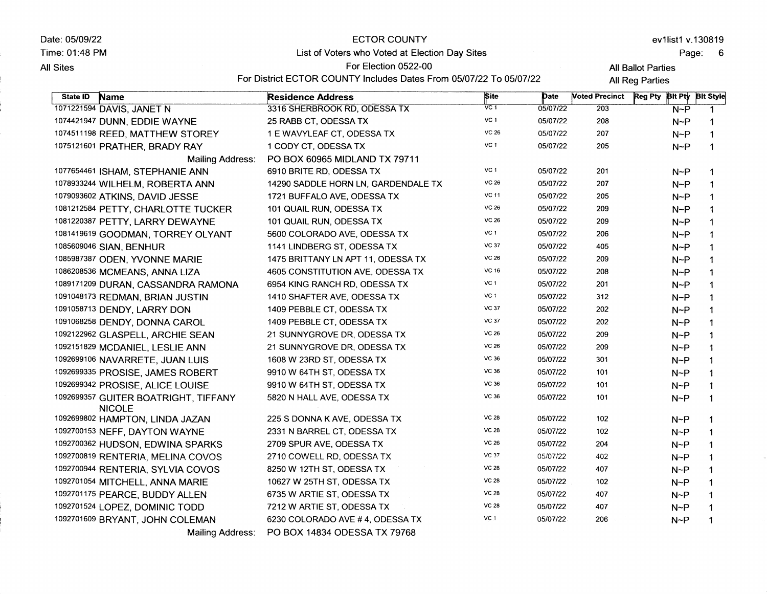Date: 05/09/22
Time: 01:48 PM
All Sites

ECTOR COUNTY
List of Voters who Voted at Election Day Sites
For Election 0522-00
For District ECTOR COUNTY Includes Dates From 05/07/22 To 05/07/22

ev1list1 v.130819
All Ballot Parties
All Reg Parties

| State ID | Name | Residence Address | Site | Date | Voted Precinct | Reg Pty | Blt Pty | Blt Style |
|---|---|---|---|---|---|---|---|---|
| 1071221594 | DAVIS, JANET N | 3316 SHERBROOK RD, ODESSA TX | VC 1 | 05/07/22 | 203 | | N~P | 1 |
| 1074421947 | DUNN, EDDIE WAYNE | 25 RABB CT, ODESSA TX | VC 1 | 05/07/22 | 208 | | N~P | 1 |
| 1074511198 | REED, MATTHEW STOREY | 1 E WAVYLEAF CT, ODESSA TX | VC 26 | 05/07/22 | 207 | | N~P | 1 |
| 1075121601 | PRATHER, BRADY RAY | 1 CODY CT, ODESSA TX | VC 1 | 05/07/22 | 205 | | N~P | 1 |
| | Mailing Address: | PO BOX 60965 MIDLAND TX 79711 | | | | | | |
| 1077654461 | ISHAM, STEPHANIE ANN | 6910 BRITE RD, ODESSA TX | VC 1 | 05/07/22 | 201 | | N~P | 1 |
| 1078933244 | WILHELM, ROBERTA ANN | 14290 SADDLE HORN LN, GARDENDALE TX | VC 26 | 05/07/22 | 207 | | N~P | 1 |
| 1079093602 | ATKINS, DAVID JESSE | 1721 BUFFALO AVE, ODESSA TX | VC 11 | 05/07/22 | 205 | | N~P | 1 |
| 1081212584 | PETTY, CHARLOTTE TUCKER | 101 QUAIL RUN, ODESSA TX | VC 26 | 05/07/22 | 209 | | N~P | 1 |
| 1081220387 | PETTY, LARRY DEWAYNE | 101 QUAIL RUN, ODESSA TX | VC 26 | 05/07/22 | 209 | | N~P | 1 |
| 1081419619 | GOODMAN, TORREY OLYANT | 5600 COLORADO AVE, ODESSA TX | VC 1 | 05/07/22 | 206 | | N~P | 1 |
| 1085609046 | SIAN, BENHUR | 1141 LINDBERG ST, ODESSA TX | VC 37 | 05/07/22 | 405 | | N~P | 1 |
| 1085987387 | ODEN, YVONNE MARIE | 1475 BRITTANY LN APT 11, ODESSA TX | VC 26 | 05/07/22 | 209 | | N~P | 1 |
| 1086208536 | MCMEANS, ANNA LIZA | 4605 CONSTITUTION AVE, ODESSA TX | VC 16 | 05/07/22 | 208 | | N~P | 1 |
| 1089171209 | DURAN, CASSANDRA RAMONA | 6954 KING RANCH RD, ODESSA TX | VC 1 | 05/07/22 | 201 | | N~P | 1 |
| 1091048173 | REDMAN, BRIAN JUSTIN | 1410 SHAFTER AVE, ODESSA TX | VC 1 | 05/07/22 | 312 | | N~P | 1 |
| 1091058713 | DENDY, LARRY DON | 1409 PEBBLE CT, ODESSA TX | VC 37 | 05/07/22 | 202 | | N~P | 1 |
| 1091068258 | DENDY, DONNA CAROL | 1409 PEBBLE CT, ODESSA TX | VC 37 | 05/07/22 | 202 | | N~P | 1 |
| 1092122962 | GLASPELL, ARCHIE SEAN | 21 SUNNYGROVE DR, ODESSA TX | VC 26 | 05/07/22 | 209 | | N~P | 1 |
| 1092151829 | MCDANIEL, LESLIE ANN | 21 SUNNYGROVE DR, ODESSA TX | VC 26 | 05/07/22 | 209 | | N~P | 1 |
| 1092699106 | NAVARRETE, JUAN LUIS | 1608 W 23RD ST, ODESSA TX | VC 36 | 05/07/22 | 301 | | N~P | 1 |
| 1092699335 | PROSISE, JAMES ROBERT | 9910 W 64TH ST, ODESSA TX | VC 36 | 05/07/22 | 101 | | N~P | 1 |
| 1092699342 | PROSISE, ALICE LOUISE | 9910 W 64TH ST, ODESSA TX | VC 36 | 05/07/22 | 101 | | N~P | 1 |
| 1092699357 | GUITER BOATRIGHT, TIFFANY NICOLE | 5820 N HALL AVE, ODESSA TX | VC 36 | 05/07/22 | 101 | | N~P | 1 |
| 1092699802 | HAMPTON, LINDA JAZAN | 225 S DONNA K AVE, ODESSA TX | VC 28 | 05/07/22 | 102 | | N~P | 1 |
| 1092700153 | NEFF, DAYTON WAYNE | 2331 N BARREL CT, ODESSA TX | VC 28 | 05/07/22 | 102 | | N~P | 1 |
| 1092700362 | HUDSON, EDWINA SPARKS | 2709 SPUR AVE, ODESSA TX | VC 26 | 05/07/22 | 204 | | N~P | 1 |
| 1092700819 | RENTERIA, MELINA COVOS | 2710 COWELL RD, ODESSA TX | VC 37 | 05/07/22 | 402 | | N~P | 1 |
| 1092700944 | RENTERIA, SYLVIA COVOS | 8250 W 12TH ST, ODESSA TX | VC 28 | 05/07/22 | 407 | | N~P | 1 |
| 1092701054 | MITCHELL, ANNA MARIE | 10627 W 25TH ST, ODESSA TX | VC 28 | 05/07/22 | 102 | | N~P | 1 |
| 1092701175 | PEARCE, BUDDY ALLEN | 6735 W ARTIE ST, ODESSA TX | VC 28 | 05/07/22 | 407 | | N~P | 1 |
| 1092701524 | LOPEZ, DOMINIC TODD | 7212 W ARTIE ST, ODESSA TX | VC 28 | 05/07/22 | 407 | | N~P | 1 |
| 1092701609 | BRYANT, JOHN COLEMAN | 6230 COLORADO AVE # 4, ODESSA TX | VC 1 | 05/07/22 | 206 | | N~P | 1 |
| | Mailing Address: | PO BOX 14834 ODESSA TX 79768 | | | | | | |